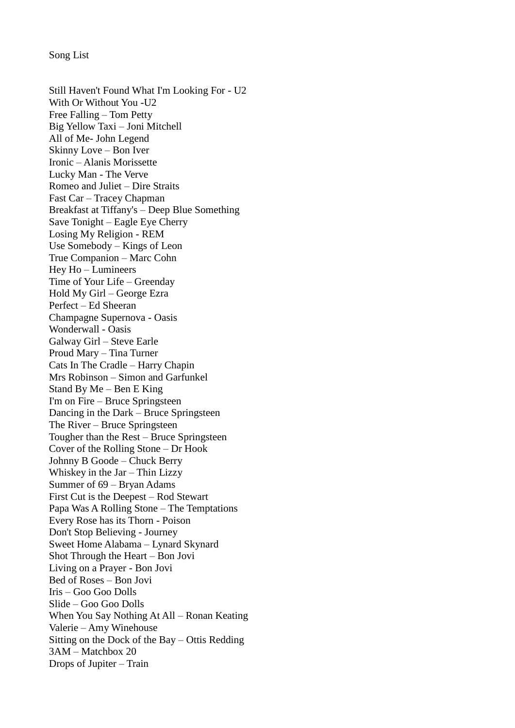Song List

Still Haven't Found What I'm Looking For - U2
With Or Without You -U2
Free Falling – Tom Petty
Big Yellow Taxi – Joni Mitchell
All of Me- John Legend
Skinny Love – Bon Iver
Ironic – Alanis Morissette
Lucky Man - The Verve
Romeo and Juliet – Dire Straits
Fast Car – Tracey Chapman
Breakfast at Tiffany's – Deep Blue Something
Save Tonight – Eagle Eye Cherry
Losing My Religion - REM
Use Somebody – Kings of Leon
True Companion – Marc Cohn
Hey Ho – Lumineers
Time of Your Life – Greenday
Hold My Girl – George Ezra
Perfect – Ed Sheeran
Champagne Supernova - Oasis
Wonderwall - Oasis
Galway Girl – Steve Earle
Proud Mary – Tina Turner
Cats In The Cradle – Harry Chapin
Mrs Robinson – Simon and Garfunkel
Stand By Me – Ben E King
I'm on Fire – Bruce Springsteen
Dancing in the Dark – Bruce Springsteen
The River – Bruce Springsteen
Tougher than the Rest – Bruce Springsteen
Cover of the Rolling Stone – Dr Hook
Johnny B Goode – Chuck Berry
Whiskey in the Jar – Thin Lizzy
Summer of 69 – Bryan Adams
First Cut is the Deepest – Rod Stewart
Papa Was A Rolling Stone – The Temptations
Every Rose has its Thorn - Poison
Don't Stop Believing - Journey
Sweet Home Alabama – Lynard Skynard
Shot Through the Heart – Bon Jovi
Living on a Prayer - Bon Jovi
Bed of Roses – Bon Jovi
Iris – Goo Goo Dolls
Slide – Goo Goo Dolls
When You Say Nothing At All – Ronan Keating
Valerie – Amy Winehouse
Sitting on the Dock of the Bay – Ottis Redding
3AM – Matchbox 20
Drops of Jupiter – Train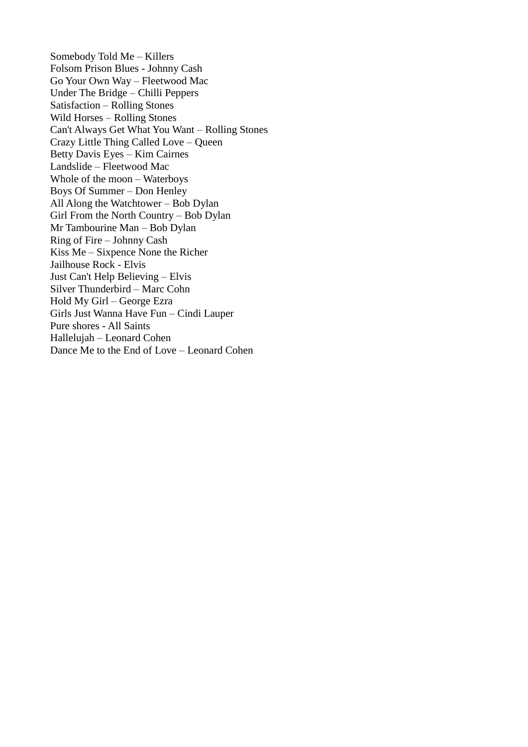Somebody Told Me – Killers
Folsom Prison Blues - Johnny Cash
Go Your Own Way – Fleetwood Mac
Under The Bridge – Chilli Peppers
Satisfaction – Rolling Stones
Wild Horses – Rolling Stones
Can't Always Get What You Want – Rolling Stones
Crazy Little Thing Called Love – Queen
Betty Davis Eyes – Kim Cairnes
Landslide – Fleetwood Mac
Whole of the moon – Waterboys
Boys Of Summer – Don Henley
All Along the Watchtower – Bob Dylan
Girl From the North Country – Bob Dylan
Mr Tambourine Man – Bob Dylan
Ring of Fire – Johnny Cash
Kiss Me – Sixpence None the Richer
Jailhouse Rock - Elvis
Just Can't Help Believing – Elvis
Silver Thunderbird – Marc Cohn
Hold My Girl – George Ezra
Girls Just Wanna Have Fun – Cindi Lauper
Pure shores - All Saints
Hallelujah – Leonard Cohen
Dance Me to the End of Love – Leonard Cohen